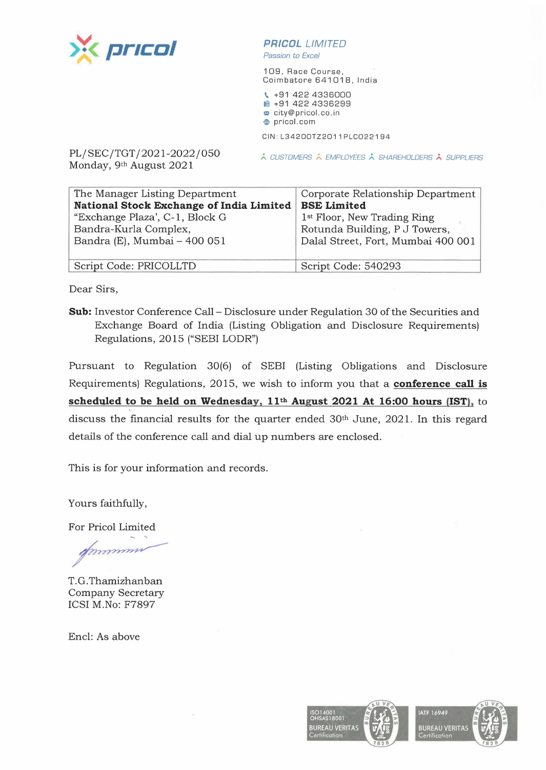**PRICOL LIMITED**
*Passion to Excel*

109, Race Course,
Coimbatore 641018, India

+91 422 4336000
+91 422 4336299
city@pricol.co.in
pricol.com

CIN: L34200TZ2011PLC022194

CUSTOMERS EMPLOYEES SHAREHOLDERS SUPPLIERS

PL/SEC/TGT/2021-2022/050
Monday, 9th August 2021

| The Manager Listing Department<br>**National Stock Exchange of India Limited**<br>"Exchange Plaza', C-1, Block G<br>Bandra-Kurla Complex,<br>Bandra (E), Mumbai – 400 051 | Corporate Relationship Department<br>**BSE Limited**<br>1st Floor, New Trading Ring<br>Rotunda Building, P J Towers,<br>Dalal Street, Fort, Mumbai 400 001 |
|---|---|
| Script Code: PRICOLLTD | Script Code: 540293 |

Dear Sirs,

**Sub:** Investor Conference Call – Disclosure under Regulation 30 of the Securities and Exchange Board of India (Listing Obligation and Disclosure Requirements) Regulations, 2015 ("SEBI LODR")

Pursuant to Regulation 30(6) of SEBI (Listing Obligations and Disclosure Requirements) Regulations, 2015, we wish to inform you that a **conference call is scheduled to be held on Wednesday, 11th August 2021 At 16:00 hours (IST)**, to discuss the financial results for the quarter ended 30th June, 2021. In this regard details of the conference call and dial up numbers are enclosed.

This is for your information and records.

Yours faithfully,

For Pricol Limited

T.G.Thamizhanban
Company Secretary
ICSI M.No: F7897

Encl: As above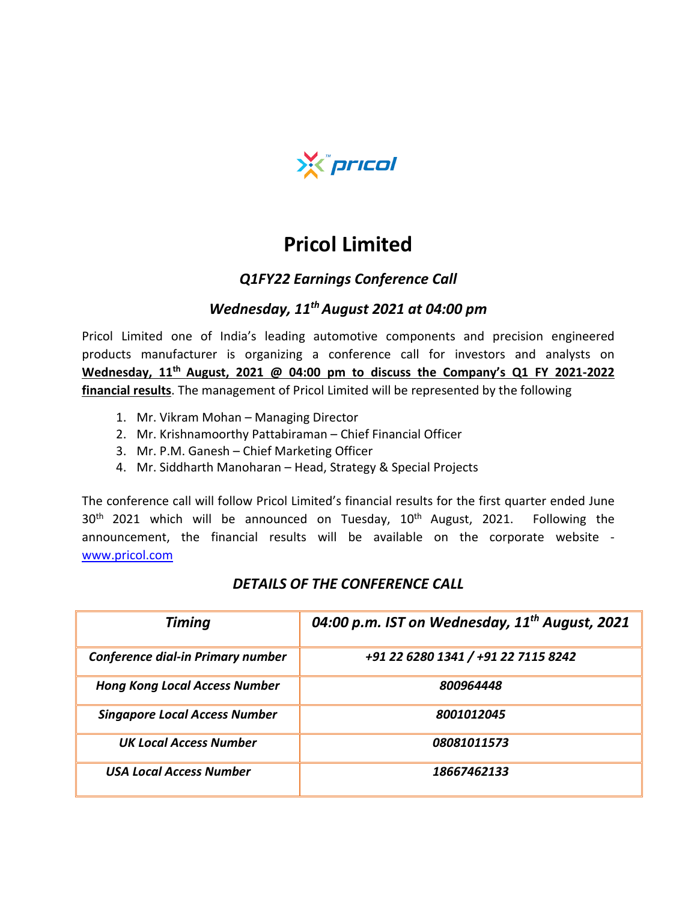# Pricol Limited

## *Q1FY22 Earnings Conference Call*

### *Wednesday, 11th August 2021 at 04:00 pm*

Pricol Limited one of India's leading automotive components and precision engineered products manufacturer is organizing a conference call for investors and analysts on **Wednesday, 11th August, 2021 @ 04:00 pm to discuss the Company's Q1 FY 2021-2022 financial results**. The management of Pricol Limited will be represented by the following

1. Mr. Vikram Mohan – Managing Director
2. Mr. Krishnamoorthy Pattabiraman – Chief Financial Officer
3. Mr. P.M. Ganesh – Chief Marketing Officer
4. Mr. Siddharth Manoharan – Head, Strategy & Special Projects

The conference call will follow Pricol Limited's financial results for the first quarter ended June 30th 2021 which will be announced on Tuesday, 10th August, 2021. Following the announcement, the financial results will be available on the corporate website - www.pricol.com

### *DETAILS OF THE CONFERENCE CALL*

| ***Timing*** | ***04:00 p.m. IST on Wednesday, 11th August, 2021*** |
|---|---|
| ***Conference dial-in Primary number*** | ***+91 22 6280 1341 / +91 22 7115 8242*** |
| ***Hong Kong Local Access Number*** | ***800964448*** |
| ***Singapore Local Access Number*** | ***8001012045*** |
| ***UK Local Access Number*** | ***08081011573*** |
| ***USA Local Access Number*** | ***18667462133*** |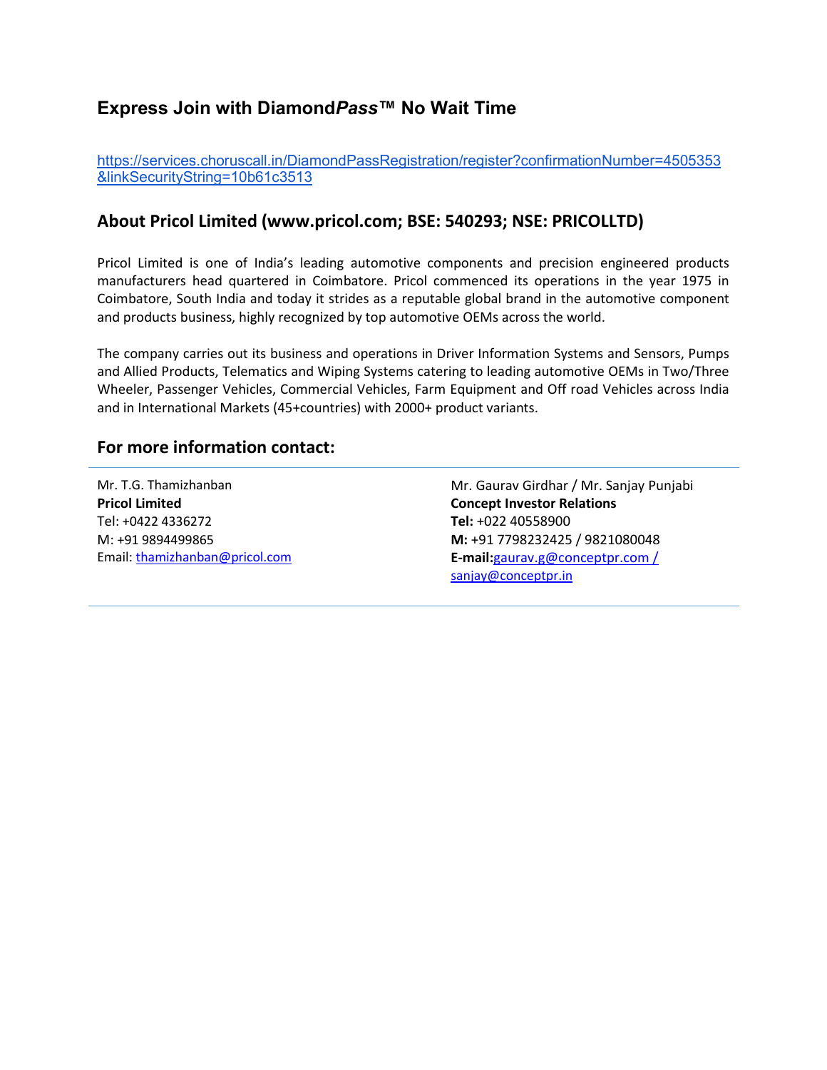## Express Join with Diamond*Pass*™ No Wait Time

https://services.choruscall.in/DiamondPassRegistration/register?confirmationNumber=4505353&linkSecurityString=10b61c3513

## About Pricol Limited (www.pricol.com; BSE: 540293; NSE: PRICOLLTD)

Pricol Limited is one of India's leading automotive components and precision engineered products manufacturers head quartered in Coimbatore. Pricol commenced its operations in the year 1975 in Coimbatore, South India and today it strides as a reputable global brand in the automotive component and products business, highly recognized by top automotive OEMs across the world.

The company carries out its business and operations in Driver Information Systems and Sensors, Pumps and Allied Products, Telematics and Wiping Systems catering to leading automotive OEMs in Two/Three Wheeler, Passenger Vehicles, Commercial Vehicles, Farm Equipment and Off road Vehicles across India and in International Markets (45+countries) with 2000+ product variants.

## For more information contact:

| | |
|---|---|
| Mr. T.G. Thamizhanban<br>**Pricol Limited**<br>Tel: +0422 4336272<br>M: +91 9894499865<br>Email: thamizhanban@pricol.com | Mr. Gaurav Girdhar / Mr. Sanjay Punjabi<br>**Concept Investor Relations**<br>**Tel:** +022 40558900<br>**M:** +91 7798232425 / 9821080048<br>**E-mail:**gaurav.g@conceptpr.com / sanjay@conceptpr.in |